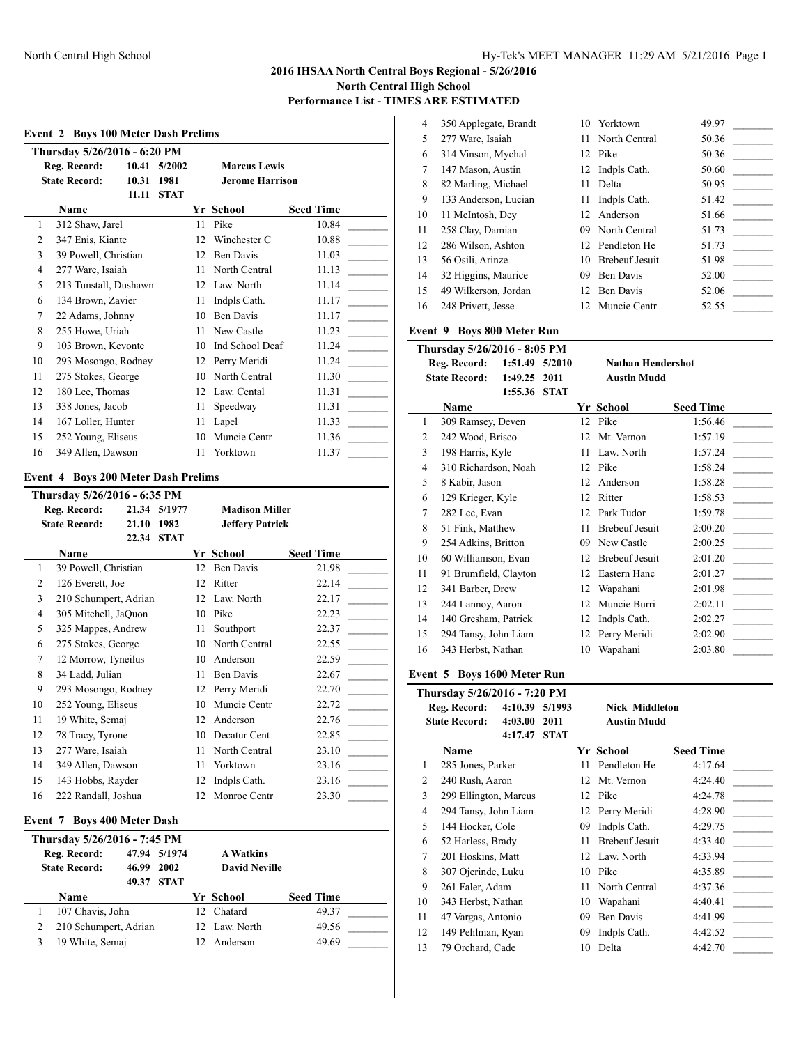# 2016 IHSAA North Central Boys Regional - 5/26/2016

## North Central High School

## Performance List - TIMES ARE ESTIMATED

### Event 2 Boys 100 Meter Dash Prelims

**Thursday 5/26/2016 - 6:20 PM**

| | | | |
|---|---|---|---|
| **Reg. Record:** | 10.41 | 5/2002 | **Marcus Lewis** |
| **State Record:** | 10.31 | 1981 | **Jerome Harrison** |
| | 11.11 | STAT | |

| | Name | Yr | School | Seed Time |
|---|---|---|---|---|
| 1 | 312 Shaw, Jarel | 11 | Pike | 10.84 |
| 2 | 347 Enis, Kiante | 12 | Winchester C | 10.88 |
| 3 | 39 Powell, Christian | 12 | Ben Davis | 11.03 |
| 4 | 277 Ware, Isaiah | 11 | North Central | 11.13 |
| 5 | 213 Tunstall, Dushawn | 12 | Law. North | 11.14 |
| 6 | 134 Brown, Zavier | 11 | Indpls Cath. | 11.17 |
| 7 | 22 Adams, Johnny | 10 | Ben Davis | 11.17 |
| 8 | 255 Howe, Uriah | 11 | New Castle | 11.23 |
| 9 | 103 Brown, Kevonte | 10 | Ind School Deaf | 11.24 |
| 10 | 293 Mosongo, Rodney | 12 | Perry Meridi | 11.24 |
| 11 | 275 Stokes, George | 10 | North Central | 11.30 |
| 12 | 180 Lee, Thomas | 12 | Law. Cental | 11.31 |
| 13 | 338 Jones, Jacob | 11 | Speedway | 11.31 |
| 14 | 167 Loller, Hunter | 11 | Lapel | 11.33 |
| 15 | 252 Young, Eliseus | 10 | Muncie Centr | 11.36 |
| 16 | 349 Allen, Dawson | 11 | Yorktown | 11.37 |

### Event 4 Boys 200 Meter Dash Prelims

**Thursday 5/26/2016 - 6:35 PM**

| | | | |
|---|---|---|---|
| **Reg. Record:** | 21.34 | 5/1977 | **Madison Miller** |
| **State Record:** | 21.10 | 1982 | **Jeffery Patrick** |
| | 22.34 | STAT | |

| | Name | Yr | School | Seed Time |
|---|---|---|---|---|
| 1 | 39 Powell, Christian | 12 | Ben Davis | 21.98 |
| 2 | 126 Everett, Joe | 12 | Ritter | 22.14 |
| 3 | 210 Schumpert, Adrian | 12 | Law. North | 22.17 |
| 4 | 305 Mitchell, JaQuon | 10 | Pike | 22.23 |
| 5 | 325 Mappes, Andrew | 11 | Southport | 22.37 |
| 6 | 275 Stokes, George | 10 | North Central | 22.55 |
| 7 | 12 Morrow, Tyneilus | 10 | Anderson | 22.59 |
| 8 | 34 Ladd, Julian | 11 | Ben Davis | 22.67 |
| 9 | 293 Mosongo, Rodney | 12 | Perry Meridi | 22.70 |
| 10 | 252 Young, Eliseus | 10 | Muncie Centr | 22.72 |
| 11 | 19 White, Semaj | 12 | Anderson | 22.76 |
| 12 | 78 Tracy, Tyrone | 10 | Decatur Cent | 22.85 |
| 13 | 277 Ware, Isaiah | 11 | North Central | 23.10 |
| 14 | 349 Allen, Dawson | 11 | Yorktown | 23.16 |
| 15 | 143 Hobbs, Rayder | 12 | Indpls Cath. | 23.16 |
| 16 | 222 Randall, Joshua | 12 | Monroe Centr | 23.30 |

### Event 7 Boys 400 Meter Dash

**Thursday 5/26/2016 - 7:45 PM**

| | | | |
|---|---|---|---|
| **Reg. Record:** | 47.94 | 5/1974 | **A Watkins** |
| **State Record:** | 46.99 | 2002 | **David Neville** |
| | 49.37 | STAT | |

| | Name | Yr | School | Seed Time |
|---|---|---|---|---|
| 1 | 107 Chavis, John | 12 | Chatard | 49.37 |
| 2 | 210 Schumpert, Adrian | 12 | Law. North | 49.56 |
| 3 | 19 White, Semaj | 12 | Anderson | 49.69 |
| 4 | 350 Applegate, Brandt | 10 | Yorktown | 49.97 |
| 5 | 277 Ware, Isaiah | 11 | North Central | 50.36 |
| 6 | 314 Vinson, Mychal | 12 | Pike | 50.36 |
| 7 | 147 Mason, Austin | 12 | Indpls Cath. | 50.60 |
| 8 | 82 Marling, Michael | 11 | Delta | 50.95 |
| 9 | 133 Anderson, Lucian | 11 | Indpls Cath. | 51.42 |
| 10 | 11 McIntosh, Dey | 12 | Anderson | 51.66 |
| 11 | 258 Clay, Damian | 09 | North Central | 51.73 |
| 12 | 286 Wilson, Ashton | 12 | Pendleton He | 51.73 |
| 13 | 56 Osili, Arinze | 10 | Brebeuf Jesuit | 51.98 |
| 14 | 32 Higgins, Maurice | 09 | Ben Davis | 52.00 |
| 15 | 49 Wilkerson, Jordan | 12 | Ben Davis | 52.06 |
| 16 | 248 Privett, Jesse | 12 | Muncie Centr | 52.55 |

### Event 9 Boys 800 Meter Run

**Thursday 5/26/2016 - 8:05 PM**

| | | | |
|---|---|---|---|
| **Reg. Record:** | 1:51.49 | 5/2010 | **Nathan Hendershot** |
| **State Record:** | 1:49.25 | 2011 | **Austin Mudd** |
| | 1:55.36 | STAT | |

| | Name | Yr | School | Seed Time |
|---|---|---|---|---|
| 1 | 309 Ramsey, Deven | 12 | Pike | 1:56.46 |
| 2 | 242 Wood, Brisco | 12 | Mt. Vernon | 1:57.19 |
| 3 | 198 Harris, Kyle | 11 | Law. North | 1:57.24 |
| 4 | 310 Richardson, Noah | 12 | Pike | 1:58.24 |
| 5 | 8 Kabir, Jason | 12 | Anderson | 1:58.28 |
| 6 | 129 Krieger, Kyle | 12 | Ritter | 1:58.53 |
| 7 | 282 Lee, Evan | 12 | Park Tudor | 1:59.78 |
| 8 | 51 Fink, Matthew | 11 | Brebeuf Jesuit | 2:00.20 |
| 9 | 254 Adkins, Britton | 09 | New Castle | 2:00.25 |
| 10 | 60 Williamson, Evan | 12 | Brebeuf Jesuit | 2:01.20 |
| 11 | 91 Brumfield, Clayton | 12 | Eastern Hanc | 2:01.27 |
| 12 | 341 Barber, Drew | 12 | Wapahani | 2:01.98 |
| 13 | 244 Lannoy, Aaron | 12 | Muncie Burri | 2:02.11 |
| 14 | 140 Gresham, Patrick | 12 | Indpls Cath. | 2:02.27 |
| 15 | 294 Tansy, John Liam | 12 | Perry Meridi | 2:02.90 |
| 16 | 343 Herbst, Nathan | 10 | Wapahani | 2:03.80 |

### Event 5 Boys 1600 Meter Run

**Thursday 5/26/2016 - 7:20 PM**

| | | | |
|---|---|---|---|
| **Reg. Record:** | 4:10.39 | 5/1993 | **Nick Middleton** |
| **State Record:** | 4:03.00 | 2011 | **Austin Mudd** |
| | 4:17.47 | STAT | |

| | Name | Yr | School | Seed Time |
|---|---|---|---|---|
| 1 | 285 Jones, Parker | 11 | Pendleton He | 4:17.64 |
| 2 | 240 Rush, Aaron | 12 | Mt. Vernon | 4:24.40 |
| 3 | 299 Ellington, Marcus | 12 | Pike | 4:24.78 |
| 4 | 294 Tansy, John Liam | 12 | Perry Meridi | 4:28.90 |
| 5 | 144 Hocker, Cole | 09 | Indpls Cath. | 4:29.75 |
| 6 | 52 Harless, Brady | 11 | Brebeuf Jesuit | 4:33.40 |
| 7 | 201 Hoskins, Matt | 12 | Law. North | 4:33.94 |
| 8 | 307 Ojerinde, Luku | 10 | Pike | 4:35.89 |
| 9 | 261 Faler, Adam | 11 | North Central | 4:37.36 |
| 10 | 343 Herbst, Nathan | 10 | Wapahani | 4:40.41 |
| 11 | 47 Vargas, Antonio | 09 | Ben Davis | 4:41.99 |
| 12 | 149 Pehlman, Ryan | 09 | Indpls Cath. | 4:42.52 |
| 13 | 79 Orchard, Cade | 10 | Delta | 4:42.70 |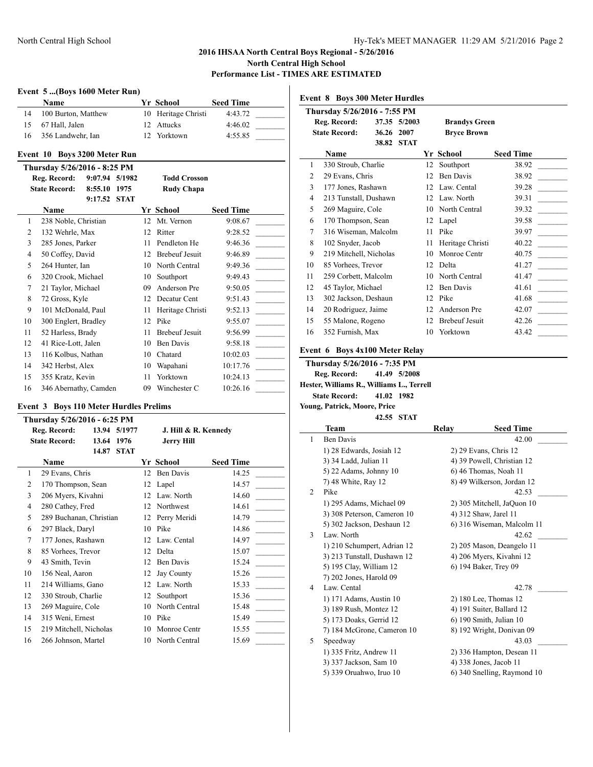## 2016 IHSAA North Central Boys Regional - 5/26/2016
## North Central High School
## Performance List - TIMES ARE ESTIMATED

### Event 5 ...(Boys 1600 Meter Run)

| | Name | Yr | School | Seed Time |
|---|---|---|---|---|
| 14 | 100 Burton, Matthew | 10 | Heritage Christi | 4:43.72 |
| 15 | 67 Hall, Jalen | 12 | Attucks | 4:46.02 |
| 16 | 356 Landwehr, Ian | 12 | Yorktown | 4:55.85 |

### Event 10 Boys 3200 Meter Run

**Thursday 5/26/2016 - 8:25 PM**

**Reg. Record:** 9:07.94 5/1982 **Todd Crosson**
**State Record:** 8:55.10 1975 **Rudy Chapa**
9:17.52 **STAT**

| | Name | Yr | School | Seed Time |
|---|---|---|---|---|
| 1 | 238 Noble, Christian | 12 | Mt. Vernon | 9:08.67 |
| 2 | 132 Wehrle, Max | 12 | Ritter | 9:28.52 |
| 3 | 285 Jones, Parker | 11 | Pendleton He | 9:46.36 |
| 4 | 50 Coffey, David | 12 | Brebeuf Jesuit | 9:46.89 |
| 5 | 264 Hunter, Ian | 10 | North Central | 9:49.36 |
| 6 | 320 Crook, Michael | 10 | Southport | 9:49.43 |
| 7 | 21 Taylor, Michael | 09 | Anderson Pre | 9:50.05 |
| 8 | 72 Gross, Kyle | 12 | Decatur Cent | 9:51.43 |
| 9 | 101 McDonald, Paul | 11 | Heritage Christi | 9:52.13 |
| 10 | 300 Englert, Bradley | 12 | Pike | 9:55.07 |
| 11 | 52 Harless, Brady | 11 | Brebeuf Jesuit | 9:56.99 |
| 12 | 41 Rice-Lott, Jalen | 10 | Ben Davis | 9:58.18 |
| 13 | 116 Kolbus, Nathan | 10 | Chatard | 10:02.03 |
| 14 | 342 Herbst, Alex | 10 | Wapahani | 10:17.76 |
| 15 | 355 Kratz, Kevin | 11 | Yorktown | 10:24.13 |
| 16 | 346 Abernathy, Camden | 09 | Winchester C | 10:26.16 |

### Event 3 Boys 110 Meter Hurdles Prelims

**Thursday 5/26/2016 - 6:25 PM**

**Reg. Record:** 13.94 5/1977 **J. Hill & R. Kennedy**
**State Record:** 13.64 1976 **Jerry Hill**
14.87 **STAT**

| | Name | Yr | School | Seed Time |
|---|---|---|---|---|
| 1 | 29 Evans, Chris | 12 | Ben Davis | 14.25 |
| 2 | 170 Thompson, Sean | 12 | Lapel | 14.57 |
| 3 | 206 Myers, Kivahni | 12 | Law. North | 14.60 |
| 4 | 280 Cathey, Fred | 12 | Northwest | 14.61 |
| 5 | 289 Buchanan, Christian | 12 | Perry Meridi | 14.79 |
| 6 | 297 Black, Daryl | 10 | Pike | 14.86 |
| 7 | 177 Jones, Rashawn | 12 | Law. Cental | 14.97 |
| 8 | 85 Vorhees, Trevor | 12 | Delta | 15.07 |
| 9 | 43 Smith, Tevin | 12 | Ben Davis | 15.24 |
| 10 | 156 Neal, Aaron | 12 | Jay County | 15.26 |
| 11 | 214 Williams, Gano | 12 | Law. North | 15.33 |
| 12 | 330 Stroub, Charlie | 12 | Southport | 15.36 |
| 13 | 269 Maguire, Cole | 10 | North Central | 15.48 |
| 14 | 315 Weni, Ernest | 10 | Pike | 15.49 |
| 15 | 219 Mitchell, Nicholas | 10 | Monroe Centr | 15.55 |
| 16 | 266 Johnson, Martel | 10 | North Central | 15.69 |

### Event 8 Boys 300 Meter Hurdles

**Thursday 5/26/2016 - 7:55 PM**

**Reg. Record:** 37.35 5/2003 **Brandys Green**
**State Record:** 36.26 2007 **Bryce Brown**
38.82 **STAT**

| | Name | Yr | School | Seed Time |
|---|---|---|---|---|
| 1 | 330 Stroub, Charlie | 12 | Southport | 38.92 |
| 2 | 29 Evans, Chris | 12 | Ben Davis | 38.92 |
| 3 | 177 Jones, Rashawn | 12 | Law. Cental | 39.28 |
| 4 | 213 Tunstall, Dushawn | 12 | Law. North | 39.31 |
| 5 | 269 Maguire, Cole | 10 | North Central | 39.32 |
| 6 | 170 Thompson, Sean | 12 | Lapel | 39.58 |
| 7 | 316 Wiseman, Malcolm | 11 | Pike | 39.97 |
| 8 | 102 Snyder, Jacob | 11 | Heritage Christi | 40.22 |
| 9 | 219 Mitchell, Nicholas | 10 | Monroe Centr | 40.75 |
| 10 | 85 Vorhees, Trevor | 12 | Delta | 41.27 |
| 11 | 259 Corbett, Malcolm | 10 | North Central | 41.47 |
| 12 | 45 Taylor, Michael | 12 | Ben Davis | 41.61 |
| 13 | 302 Jackson, Deshaun | 12 | Pike | 41.68 |
| 14 | 20 Rodriguez, Jaime | 12 | Anderson Pre | 42.07 |
| 15 | 55 Malone, Rogeno | 12 | Brebeuf Jesuit | 42.26 |
| 16 | 352 Furnish, Max | 10 | Yorktown | 43.42 |

### Event 6 Boys 4x100 Meter Relay

**Thursday 5/26/2016 - 7:35 PM**

**Reg. Record:** 41.49 5/2008
**Hester, Williams R., Williams L., Terrell**
**State Record:** 41.02 1982
**Young, Patrick, Moore, Price**
42.55 **STAT**

| | Team | Relay | Seed Time |
|---|---|---|---|
| 1 | Ben Davis | | 42.00 |
| | 1) 28 Edwards, Josiah 12 | 2) 29 Evans, Chris 12 | |
| | 3) 34 Ladd, Julian 11 | 4) 39 Powell, Christian 12 | |
| | 5) 22 Adams, Johnny 10 | 6) 46 Thomas, Noah 11 | |
| | 7) 48 White, Ray 12 | 8) 49 Wilkerson, Jordan 12 | |
| 2 | Pike | | 42.53 |
| | 1) 295 Adams, Michael 09 | 2) 305 Mitchell, JaQuon 10 | |
| | 3) 308 Peterson, Cameron 10 | 4) 312 Shaw, Jarel 11 | |
| | 5) 302 Jackson, Deshaun 12 | 6) 316 Wiseman, Malcolm 11 | |
| 3 | Law. North | | 42.62 |
| | 1) 210 Schumpert, Adrian 12 | 2) 205 Mason, Deangelo 11 | |
| | 3) 213 Tunstall, Dushawn 12 | 4) 206 Myers, Kivahni 12 | |
| | 5) 195 Clay, William 12 | 6) 194 Baker, Trey 09 | |
| | 7) 202 Jones, Harold 09 | | |
| 4 | Law. Cental | | 42.78 |
| | 1) 171 Adams, Austin 10 | 2) 180 Lee, Thomas 12 | |
| | 3) 189 Rush, Montez 12 | 4) 191 Suiter, Ballard 12 | |
| | 5) 173 Doaks, Gerrid 12 | 6) 190 Smith, Julian 10 | |
| | 7) 184 McGrone, Cameron 10 | 8) 192 Wright, Donivan 09 | |
| 5 | Speedway | | 43.03 |
| | 1) 335 Fritz, Andrew 11 | 2) 336 Hampton, Desean 11 | |
| | 3) 337 Jackson, Sam 10 | 4) 338 Jones, Jacob 11 | |
| | 5) 339 Oruahwo, Iruo 10 | 6) 340 Snelling, Raymond 10 | |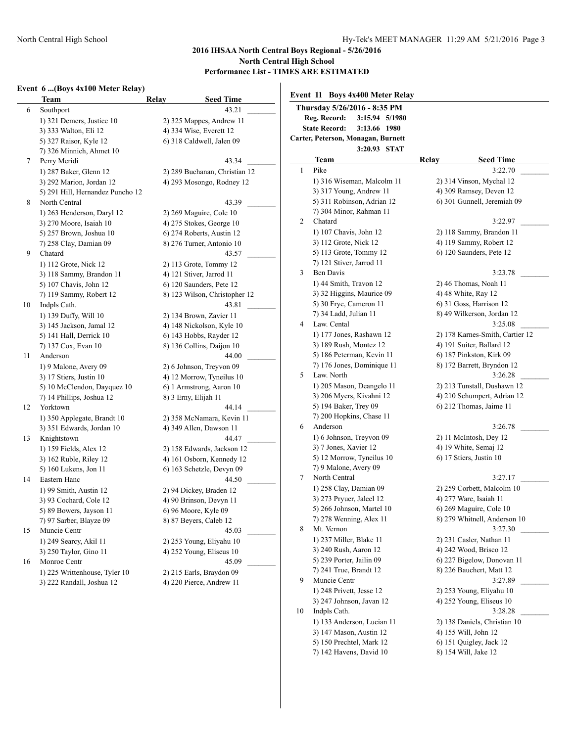## 2016 IHSAA North Central Boys Regional - 5/26/2016
### North Central High School
### Performance List - TIMES ARE ESTIMATED

**Event 6 ...(Boys 4x100 Meter Relay)**

| | Team | Relay | Seed Time |
|---|---|---|---|
| 6 | Southport | | 43.21 |
| | 1) 321 Demers, Justice 10 | 2) 325 Mappes, Andrew 11 | |
| | 3) 333 Walton, Eli 12 | 4) 334 Wise, Everett 12 | |
| | 5) 327 Raisor, Kyle 12 | 6) 318 Caldwell, Jalen 09 | |
| | 7) 326 Minnich, Ahmet 10 | | |
| 7 | Perry Meridi | | 43.34 |
| | 1) 287 Baker, Glenn 12 | 2) 289 Buchanan, Christian 12 | |
| | 3) 292 Marion, Jordan 12 | 4) 293 Mosongo, Rodney 12 | |
| | 5) 291 Hill, Hernandez Puncho 12 | | |
| 8 | North Central | | 43.39 |
| | 1) 263 Henderson, Daryl 12 | 2) 269 Maguire, Cole 10 | |
| | 3) 270 Moore, Isaiah 10 | 4) 275 Stokes, George 10 | |
| | 5) 257 Brown, Joshua 10 | 6) 274 Roberts, Austin 12 | |
| | 7) 258 Clay, Damian 09 | 8) 276 Turner, Antonio 10 | |
| 9 | Chatard | | 43.57 |
| | 1) 112 Grote, Nick 12 | 2) 113 Grote, Tommy 12 | |
| | 3) 118 Sammy, Brandon 11 | 4) 121 Stiver, Jarrod 11 | |
| | 5) 107 Chavis, John 12 | 6) 120 Saunders, Pete 12 | |
| | 7) 119 Sammy, Robert 12 | 8) 123 Wilson, Christopher 12 | |
| 10 | Indpls Cath. | | 43.81 |
| | 1) 139 Duffy, Will 10 | 2) 134 Brown, Zavier 11 | |
| | 3) 145 Jackson, Jamal 12 | 4) 148 Nickolson, Kyle 10 | |
| | 5) 141 Hall, Derrick 10 | 6) 143 Hobbs, Rayder 12 | |
| | 7) 137 Cox, Evan 10 | 8) 136 Collins, Daijon 10 | |
| 11 | Anderson | | 44.00 |
| | 1) 9 Malone, Avery 09 | 2) 6 Johnson, Treyvon 09 | |
| | 3) 17 Stiers, Justin 10 | 4) 12 Morrow, Tyneilus 10 | |
| | 5) 10 McClendon, Dayquez 10 | 6) 1 Armstrong, Aaron 10 | |
| | 7) 14 Phillips, Joshua 12 | 8) 3 Erny, Elijah 11 | |
| 12 | Yorktown | | 44.14 |
| | 1) 350 Applegate, Brandt 10 | 2) 358 McNamara, Kevin 11 | |
| | 3) 351 Edwards, Jordan 10 | 4) 349 Allen, Dawson 11 | |
| 13 | Knightstown | | 44.47 |
| | 1) 159 Fields, Alex 12 | 2) 158 Edwards, Jackson 12 | |
| | 3) 162 Ruble, Riley 12 | 4) 161 Osborn, Kennedy 12 | |
| | 5) 160 Lukens, Jon 11 | 6) 163 Schetzle, Devyn 09 | |
| 14 | Eastern Hanc | | 44.50 |
| | 1) 99 Smith, Austin 12 | 2) 94 Dickey, Braden 12 | |
| | 3) 93 Cochard, Cole 12 | 4) 90 Brinson, Devyn 11 | |
| | 5) 89 Bowers, Jayson 11 | 6) 96 Moore, Kyle 09 | |
| | 7) 97 Sarber, Blayze 09 | 8) 87 Beyers, Caleb 12 | |
| 15 | Muncie Centr | | 45.03 |
| | 1) 249 Searcy, Akil 11 | 2) 253 Young, Eliyahu 10 | |
| | 3) 250 Taylor, Gino 11 | 4) 252 Young, Eliseus 10 | |
| 16 | Monroe Centr | | 45.09 |
| | 1) 225 Writtenhouse, Tyler 10 | 2) 215 Earls, Braydon 09 | |
| | 3) 222 Randall, Joshua 12 | 4) 220 Pierce, Andrew 11 | |

**Event 11 Boys 4x400 Meter Relay**

Thursday 5/26/2016 - 8:35 PM
Reg. Record: 3:15.94 5/1980
State Record: 3:13.66 1980
Carter, Peterson, Monagan, Burnett
3:20.93 STAT

| | Team | Relay | Seed Time |
|---|---|---|---|
| 1 | Pike | | 3:22.70 |
| | 1) 316 Wiseman, Malcolm 11 | 2) 314 Vinson, Mychal 12 | |
| | 3) 317 Young, Andrew 11 | 4) 309 Ramsey, Deven 12 | |
| | 5) 311 Robinson, Adrian 12 | 6) 301 Gunnell, Jeremiah 09 | |
| | 7) 304 Minor, Rahman 11 | | |
| 2 | Chatard | | 3:22.97 |
| | 1) 107 Chavis, John 12 | 2) 118 Sammy, Brandon 11 | |
| | 3) 112 Grote, Nick 12 | 4) 119 Sammy, Robert 12 | |
| | 5) 113 Grote, Tommy 12 | 6) 120 Saunders, Pete 12 | |
| | 7) 121 Stiver, Jarrod 11 | | |
| 3 | Ben Davis | | 3:23.78 |
| | 1) 44 Smith, Travon 12 | 2) 46 Thomas, Noah 11 | |
| | 3) 32 Higgins, Maurice 09 | 4) 48 White, Ray 12 | |
| | 5) 30 Frye, Cameron 11 | 6) 31 Goss, Harrison 12 | |
| | 7) 34 Ladd, Julian 11 | 8) 49 Wilkerson, Jordan 12 | |
| 4 | Law. Cental | | 3:25.08 |
| | 1) 177 Jones, Rashawn 12 | 2) 178 Karnes-Smith, Cartier 12 | |
| | 3) 189 Rush, Montez 12 | 4) 191 Suiter, Ballard 12 | |
| | 5) 186 Peterman, Kevin 11 | 6) 187 Pinkston, Kirk 09 | |
| | 7) 176 Jones, Dominique 11 | 8) 172 Barrett, Bryndon 12 | |
| 5 | Law. North | | 3:26.28 |
| | 1) 205 Mason, Deangelo 11 | 2) 213 Tunstall, Dushawn 12 | |
| | 3) 206 Myers, Kivahni 12 | 4) 210 Schumpert, Adrian 12 | |
| | 5) 194 Baker, Trey 09 | 6) 212 Thomas, Jaime 11 | |
| | 7) 200 Hopkins, Chase 11 | | |
| 6 | Anderson | | 3:26.78 |
| | 1) 6 Johnson, Treyvon 09 | 2) 11 McIntosh, Dey 12 | |
| | 3) 7 Jones, Xavier 12 | 4) 19 White, Semaj 12 | |
| | 5) 12 Morrow, Tyneilus 10 | 6) 17 Stiers, Justin 10 | |
| | 7) 9 Malone, Avery 09 | | |
| 7 | North Central | | 3:27.17 |
| | 1) 258 Clay, Damian 09 | 2) 259 Corbett, Malcolm 10 | |
| | 3) 273 Pryuer, Jaleel 12 | 4) 277 Ware, Isaiah 11 | |
| | 5) 266 Johnson, Martel 10 | 6) 269 Maguire, Cole 10 | |
| | 7) 278 Wenning, Alex 11 | 8) 279 Whitnell, Anderson 10 | |
| 8 | Mt. Vernon | | 3:27.30 |
| | 1) 237 Miller, Blake 11 | 2) 231 Casler, Nathan 11 | |
| | 3) 240 Rush, Aaron 12 | 4) 242 Wood, Brisco 12 | |
| | 5) 239 Porter, Jailin 09 | 6) 227 Bigelow, Donovan 11 | |
| | 7) 241 True, Brandt 12 | 8) 226 Bauchert, Matt 12 | |
| 9 | Muncie Centr | | 3:27.89 |
| | 1) 248 Privett, Jesse 12 | 2) 253 Young, Eliyahu 10 | |
| | 3) 247 Johnson, Javan 12 | 4) 252 Young, Eliseus 10 | |
| 10 | Indpls Cath. | | 3:28.28 |
| | 1) 133 Anderson, Lucian 11 | 2) 138 Daniels, Christian 10 | |
| | 3) 147 Mason, Austin 12 | 4) 155 Will, John 12 | |
| | 5) 150 Prechtel, Mark 12 | 6) 151 Quigley, Jack 12 | |
| | 7) 142 Havens, David 10 | 8) 154 Will, Jake 12 | |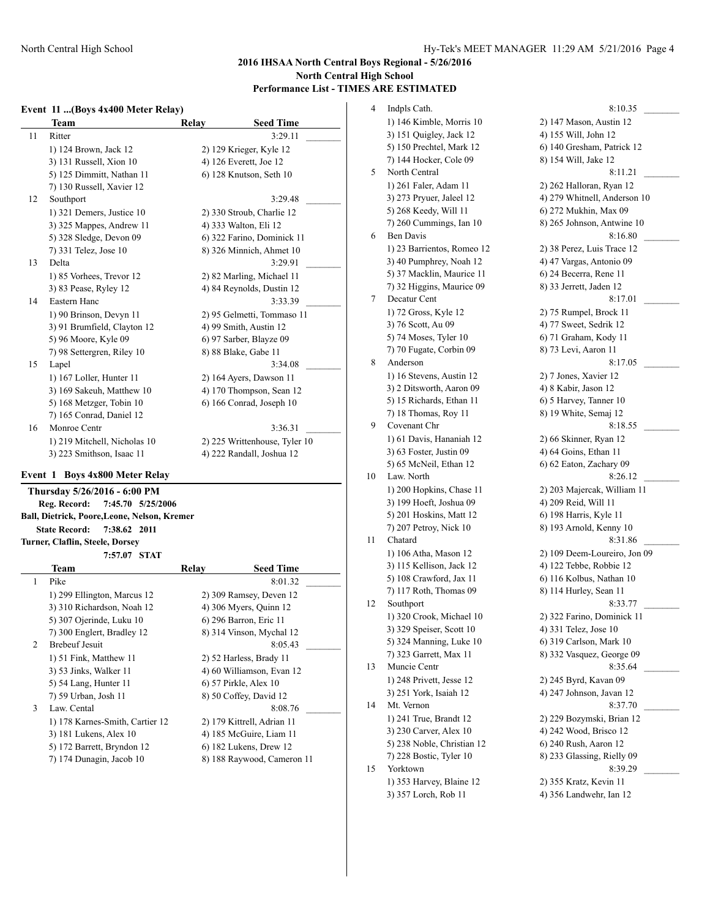## 2016 IHSAA North Central Boys Regional - 5/26/2016
## North Central High School
## Performance List - TIMES ARE ESTIMATED

### Event 11 ...(Boys 4x400 Meter Relay)

| | Team | Relay | Seed Time |
|---|---|---|---|
| 11 | Ritter | | 3:29.11 |
| | 1) 124 Brown, Jack 12 | 2) 129 Krieger, Kyle 12 | |
| | 3) 131 Russell, Xion 10 | 4) 126 Everett, Joe 12 | |
| | 5) 125 Dimmitt, Nathan 11 | 6) 128 Knutson, Seth 10 | |
| | 7) 130 Russell, Xavier 12 | | |
| 12 | Southport | | 3:29.48 |
| | 1) 321 Demers, Justice 10 | 2) 330 Stroub, Charlie 12 | |
| | 3) 325 Mappes, Andrew 11 | 4) 333 Walton, Eli 12 | |
| | 5) 328 Sledge, Devon 09 | 6) 322 Farino, Dominick 11 | |
| | 7) 331 Telez, Jose 10 | 8) 326 Minnich, Ahmet 10 | |
| 13 | Delta | | 3:29.91 |
| | 1) 85 Vorhees, Trevor 12 | 2) 82 Marling, Michael 11 | |
| | 3) 83 Pease, Ryley 12 | 4) 84 Reynolds, Dustin 12 | |
| 14 | Eastern Hanc | | 3:33.39 |
| | 1) 90 Brinson, Devyn 11 | 2) 95 Gelmetti, Tommaso 11 | |
| | 3) 91 Brumfield, Clayton 12 | 4) 99 Smith, Austin 12 | |
| | 5) 96 Moore, Kyle 09 | 6) 97 Sarber, Blayze 09 | |
| | 7) 98 Settergren, Riley 10 | 8) 88 Blake, Gabe 11 | |
| 15 | Lapel | | 3:34.08 |
| | 1) 167 Loller, Hunter 11 | 2) 164 Ayers, Dawson 11 | |
| | 3) 169 Sakeuh, Matthew 10 | 4) 170 Thompson, Sean 12 | |
| | 5) 168 Metzger, Tobin 10 | 6) 166 Conrad, Joseph 10 | |
| | 7) 165 Conrad, Daniel 12 | | |
| 16 | Monroe Centr | | 3:36.31 |
| | 1) 219 Mitchell, Nicholas 10 | 2) 225 Writtenhouse, Tyler 10 | |
| | 3) 223 Smithson, Isaac 11 | 4) 222 Randall, Joshua 12 | |

### Event 1 Boys 4x800 Meter Relay

**Thursday 5/26/2016 - 6:00 PM**

**Reg. Record: 7:45.70 5/25/2006**
**Ball, Dietrick, Poore,Leone, Nelson, Kremer**

**State Record: 7:38.62 2011**
**Turner, Claflin, Steele, Dorsey**

**7:57.07 STAT**

| | Team | Relay | Seed Time |
|---|---|---|---|
| 1 | Pike | | 8:01.32 |
| | 1) 299 Ellington, Marcus 12 | 2) 309 Ramsey, Deven 12 | |
| | 3) 310 Richardson, Noah 12 | 4) 306 Myers, Quinn 12 | |
| | 5) 307 Ojerinde, Luku 10 | 6) 296 Barron, Eric 11 | |
| | 7) 300 Englert, Bradley 12 | 8) 314 Vinson, Mychal 12 | |
| 2 | Brebeuf Jesuit | | 8:05.43 |
| | 1) 51 Fink, Matthew 11 | 2) 52 Harless, Brady 11 | |
| | 3) 53 Jinks, Walker 11 | 4) 60 Williamson, Evan 12 | |
| | 5) 54 Lang, Hunter 11 | 6) 57 Pirkle, Alex 10 | |
| | 7) 59 Urban, Josh 11 | 8) 50 Coffey, David 12 | |
| 3 | Law. Cental | | 8:08.76 |
| | 1) 178 Karnes-Smith, Cartier 12 | 2) 179 Kittrell, Adrian 11 | |
| | 3) 181 Lukens, Alex 10 | 4) 185 McGuire, Liam 11 | |
| | 5) 172 Barrett, Bryndon 12 | 6) 182 Lukens, Drew 12 | |
| | 7) 174 Dunagin, Jacob 10 | 8) 188 Raywood, Cameron 11 | |
| 4 | Indpls Cath. | | 8:10.35 |
| | 1) 146 Kimble, Morris 10 | 2) 147 Mason, Austin 12 | |
| | 3) 151 Quigley, Jack 12 | 4) 155 Will, John 12 | |
| | 5) 150 Prechtel, Mark 12 | 6) 140 Gresham, Patrick 12 | |
| | 7) 144 Hocker, Cole 09 | 8) 154 Will, Jake 12 | |
| 5 | North Central | | 8:11.21 |
| | 1) 261 Faler, Adam 11 | 2) 262 Halloran, Ryan 12 | |
| | 3) 273 Pryuer, Jaleel 12 | 4) 279 Whitnell, Anderson 10 | |
| | 5) 268 Keedy, Will 11 | 6) 272 Mukhin, Max 09 | |
| | 7) 260 Cummings, Ian 10 | 8) 265 Johnson, Antwine 10 | |
| 6 | Ben Davis | | 8:16.80 |
| | 1) 23 Barrientos, Romeo 12 | 2) 38 Perez, Luis Trace 12 | |
| | 3) 40 Pumphrey, Noah 12 | 4) 47 Vargas, Antonio 09 | |
| | 5) 37 Macklin, Maurice 11 | 6) 24 Becerra, Rene 11 | |
| | 7) 32 Higgins, Maurice 09 | 8) 33 Jerrett, Jaden 12 | |
| 7 | Decatur Cent | | 8:17.01 |
| | 1) 72 Gross, Kyle 12 | 2) 75 Rumpel, Brock 11 | |
| | 3) 76 Scott, Au 09 | 4) 77 Sweet, Sedrik 12 | |
| | 5) 74 Moses, Tyler 10 | 6) 71 Graham, Kody 11 | |
| | 7) 70 Fugate, Corbin 09 | 8) 73 Levi, Aaron 11 | |
| 8 | Anderson | | 8:17.05 |
| | 1) 16 Stevens, Austin 12 | 2) 7 Jones, Xavier 12 | |
| | 3) 2 Ditsworth, Aaron 09 | 4) 8 Kabir, Jason 12 | |
| | 5) 15 Richards, Ethan 11 | 6) 5 Harvey, Tanner 10 | |
| | 7) 18 Thomas, Roy 11 | 8) 19 White, Semaj 12 | |
| 9 | Covenant Chr | | 8:18.55 |
| | 1) 61 Davis, Hananiah 12 | 2) 66 Skinner, Ryan 12 | |
| | 3) 63 Foster, Justin 09 | 4) 64 Goins, Ethan 11 | |
| | 5) 65 McNeil, Ethan 12 | 6) 62 Eaton, Zachary 09 | |
| 10 | Law. North | | 8:26.12 |
| | 1) 200 Hopkins, Chase 11 | 2) 203 Majercak, William 11 | |
| | 3) 199 Hoeft, Joshua 09 | 4) 209 Reid, Will 11 | |
| | 5) 201 Hoskins, Matt 12 | 6) 198 Harris, Kyle 11 | |
| | 7) 207 Petroy, Nick 10 | 8) 193 Arnold, Kenny 10 | |
| 11 | Chatard | | 8:31.86 |
| | 1) 106 Atha, Mason 12 | 2) 109 Deem-Loureiro, Jon 09 | |
| | 3) 115 Kellison, Jack 12 | 4) 122 Tebbe, Robbie 12 | |
| | 5) 108 Crawford, Jax 11 | 6) 116 Kolbus, Nathan 10 | |
| | 7) 117 Roth, Thomas 09 | 8) 114 Hurley, Sean 11 | |
| 12 | Southport | | 8:33.77 |
| | 1) 320 Crook, Michael 10 | 2) 322 Farino, Dominick 11 | |
| | 3) 329 Speiser, Scott 10 | 4) 331 Telez, Jose 10 | |
| | 5) 324 Manning, Luke 10 | 6) 319 Carlson, Mark 10 | |
| | 7) 323 Garrett, Max 11 | 8) 332 Vasquez, George 09 | |
| 13 | Muncie Centr | | 8:35.64 |
| | 1) 248 Privett, Jesse 12 | 2) 245 Byrd, Kavan 09 | |
| | 3) 251 York, Isaiah 12 | 4) 247 Johnson, Javan 12 | |
| 14 | Mt. Vernon | | 8:37.70 |
| | 1) 241 True, Brandt 12 | 2) 229 Bozymski, Brian 12 | |
| | 3) 230 Carver, Alex 10 | 4) 242 Wood, Brisco 12 | |
| | 5) 238 Noble, Christian 12 | 6) 240 Rush, Aaron 12 | |
| | 7) 228 Bostic, Tyler 10 | 8) 233 Glassing, Rielly 09 | |
| 15 | Yorktown | | 8:39.29 |
| | 1) 353 Harvey, Blaine 12 | 2) 355 Kratz, Kevin 11 | |
| | 3) 357 Lorch, Rob 11 | 4) 356 Landwehr, Ian 12 | |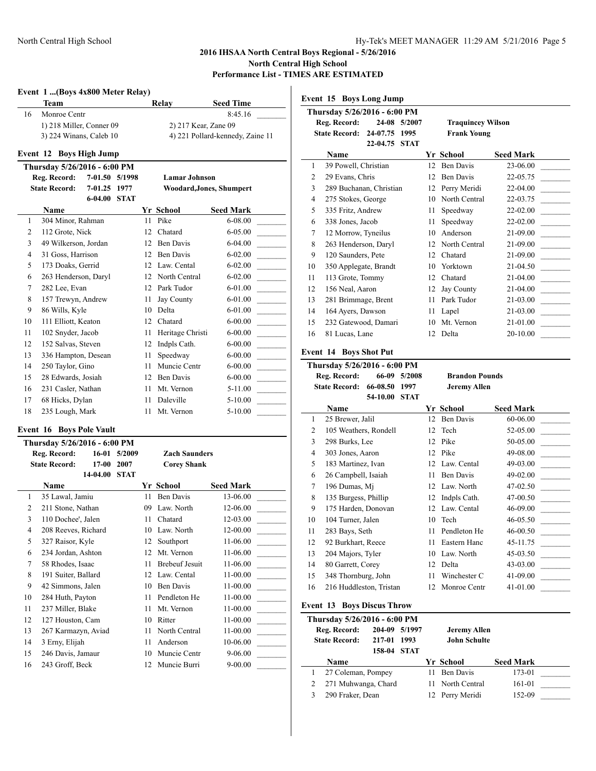## 2016 IHSAA North Central Boys Regional - 5/26/2016
### North Central High School
### Performance List - TIMES ARE ESTIMATED

### Event 1 ...(Boys 4x800 Meter Relay)

| | Team | Relay | Seed Time |
|---|---|---|---|
| 16 | Monroe Centr | | 8:45.16 |
| | 1) 218 Miller, Conner 09 | 2) 217 Kear, Zane 09 | |
| | 3) 224 Winans, Caleb 10 | 4) 221 Pollard-kennedy, Zaine 11 | |

### Event 12 Boys High Jump

**Thursday 5/26/2016 - 6:00 PM**

**Reg. Record:** 7-01.50 5/1998 **Lamar Johnson**
**State Record:** 7-01.25 1977 **Woodard,Jones, Shumpert**
6-04.00 **STAT**

| | Name | Yr | School | Seed Mark |
|---|---|---|---|---|
| 1 | 304 Minor, Rahman | 11 | Pike | 6-08.00 |
| 2 | 112 Grote, Nick | 12 | Chatard | 6-05.00 |
| 3 | 49 Wilkerson, Jordan | 12 | Ben Davis | 6-04.00 |
| 4 | 31 Goss, Harrison | 12 | Ben Davis | 6-02.00 |
| 5 | 173 Doaks, Gerrid | 12 | Law. Cental | 6-02.00 |
| 6 | 263 Henderson, Daryl | 12 | North Central | 6-02.00 |
| 7 | 282 Lee, Evan | 12 | Park Tudor | 6-01.00 |
| 8 | 157 Trewyn, Andrew | 11 | Jay County | 6-01.00 |
| 9 | 86 Wills, Kyle | 10 | Delta | 6-01.00 |
| 10 | 111 Elliott, Keaton | 12 | Chatard | 6-00.00 |
| 11 | 102 Snyder, Jacob | 11 | Heritage Christi | 6-00.00 |
| 12 | 152 Salvas, Steven | 12 | Indpls Cath. | 6-00.00 |
| 13 | 336 Hampton, Desean | 11 | Speedway | 6-00.00 |
| 14 | 250 Taylor, Gino | 11 | Muncie Centr | 6-00.00 |
| 15 | 28 Edwards, Josiah | 12 | Ben Davis | 6-00.00 |
| 16 | 231 Casler, Nathan | 11 | Mt. Vernon | 5-11.00 |
| 17 | 68 Hicks, Dylan | 11 | Daleville | 5-10.00 |
| 18 | 235 Lough, Mark | 11 | Mt. Vernon | 5-10.00 |

### Event 16 Boys Pole Vault

**Thursday 5/26/2016 - 6:00 PM**

**Reg. Record:** 16-01 5/2009 **Zach Saunders**
**State Record:** 17-00 2007 **Corey Shank**
14-04.00 **STAT**

| | Name | Yr | School | Seed Mark |
|---|---|---|---|---|
| 1 | 35 Lawal, Jamiu | 11 | Ben Davis | 13-06.00 |
| 2 | 211 Stone, Nathan | 09 | Law. North | 12-06.00 |
| 3 | 110 Dochee', Jalen | 11 | Chatard | 12-03.00 |
| 4 | 208 Reeves, Richard | 10 | Law. North | 12-00.00 |
| 5 | 327 Raisor, Kyle | 12 | Southport | 11-06.00 |
| 6 | 234 Jordan, Ashton | 12 | Mt. Vernon | 11-06.00 |
| 7 | 58 Rhodes, Isaac | 11 | Brebeuf Jesuit | 11-06.00 |
| 8 | 191 Suiter, Ballard | 12 | Law. Cental | 11-00.00 |
| 9 | 42 Simmons, Jalen | 10 | Ben Davis | 11-00.00 |
| 10 | 284 Huth, Payton | 11 | Pendleton He | 11-00.00 |
| 11 | 237 Miller, Blake | 11 | Mt. Vernon | 11-00.00 |
| 12 | 127 Houston, Cam | 10 | Ritter | 11-00.00 |
| 13 | 267 Karmazyn, Aviad | 11 | North Central | 11-00.00 |
| 14 | 3 Erny, Elijah | 11 | Anderson | 10-06.00 |
| 15 | 246 Davis, Jamaur | 10 | Muncie Centr | 9-06.00 |
| 16 | 243 Groff, Beck | 12 | Muncie Burri | 9-00.00 |

### Event 15 Boys Long Jump

**Thursday 5/26/2016 - 6:00 PM**

**Reg. Record:** 24-08 5/2007 **Traquincey Wilson**
**State Record:** 24-07.75 1995 **Frank Young**
22-04.75 **STAT**

| | Name | Yr | School | Seed Mark |
|---|---|---|---|---|
| 1 | 39 Powell, Christian | 12 | Ben Davis | 23-06.00 |
| 2 | 29 Evans, Chris | 12 | Ben Davis | 22-05.75 |
| 3 | 289 Buchanan, Christian | 12 | Perry Meridi | 22-04.00 |
| 4 | 275 Stokes, George | 10 | North Central | 22-03.75 |
| 5 | 335 Fritz, Andrew | 11 | Speedway | 22-02.00 |
| 6 | 338 Jones, Jacob | 11 | Speedway | 22-02.00 |
| 7 | 12 Morrow, Tyneilus | 10 | Anderson | 21-09.00 |
| 8 | 263 Henderson, Daryl | 12 | North Central | 21-09.00 |
| 9 | 120 Saunders, Pete | 12 | Chatard | 21-09.00 |
| 10 | 350 Applegate, Brandt | 10 | Yorktown | 21-04.50 |
| 11 | 113 Grote, Tommy | 12 | Chatard | 21-04.00 |
| 12 | 156 Neal, Aaron | 12 | Jay County | 21-04.00 |
| 13 | 281 Brimmage, Brent | 11 | Park Tudor | 21-03.00 |
| 14 | 164 Ayers, Dawson | 11 | Lapel | 21-03.00 |
| 15 | 232 Gatewood, Damari | 10 | Mt. Vernon | 21-01.00 |
| 16 | 81 Lucas, Lane | 12 | Delta | 20-10.00 |

### Event 14 Boys Shot Put

**Thursday 5/26/2016 - 6:00 PM**

**Reg. Record:** 66-09 5/2008 **Brandon Pounds**
**State Record:** 66-08.50 1997 **Jeremy Allen**
54-10.00 **STAT**

| | Name | Yr | School | Seed Mark |
|---|---|---|---|---|
| 1 | 25 Brewer, Jalil | 12 | Ben Davis | 60-06.00 |
| 2 | 105 Weathers, Rondell | 12 | Tech | 52-05.00 |
| 3 | 298 Burks, Lee | 12 | Pike | 50-05.00 |
| 4 | 303 Jones, Aaron | 12 | Pike | 49-08.00 |
| 5 | 183 Martinez, Ivan | 12 | Law. Cental | 49-03.00 |
| 6 | 26 Campbell, Isaiah | 11 | Ben Davis | 49-02.00 |
| 7 | 196 Dumas, Mj | 12 | Law. North | 47-02.50 |
| 8 | 135 Burgess, Phillip | 12 | Indpls Cath. | 47-00.50 |
| 9 | 175 Harden, Donovan | 12 | Law. Cental | 46-09.00 |
| 10 | 104 Turner, Jalen | 10 | Tech | 46-05.50 |
| 11 | 283 Bays, Seth | 11 | Pendleton He | 46-00.50 |
| 12 | 92 Burkhart, Reece | 11 | Eastern Hanc | 45-11.75 |
| 13 | 204 Majors, Tyler | 10 | Law. North | 45-03.50 |
| 14 | 80 Garrett, Corey | 12 | Delta | 43-03.00 |
| 15 | 348 Thornburg, John | 11 | Winchester C | 41-09.00 |
| 16 | 216 Huddleston, Tristan | 12 | Monroe Centr | 41-01.00 |

### Event 13 Boys Discus Throw

**Thursday 5/26/2016 - 6:00 PM**

**Reg. Record:** 204-09 5/1997 **Jeremy Allen**
**State Record:** 217-01 1993 **John Schulte**
158-04 **STAT**

| | Name | Yr | School | Seed Mark |
|---|---|---|---|---|
| 1 | 27 Coleman, Pompey | 11 | Ben Davis | 173-01 |
| 2 | 271 Muhwanga, Chard | 11 | North Central | 161-01 |
| 3 | 290 Fraker, Dean | 12 | Perry Meridi | 152-09 |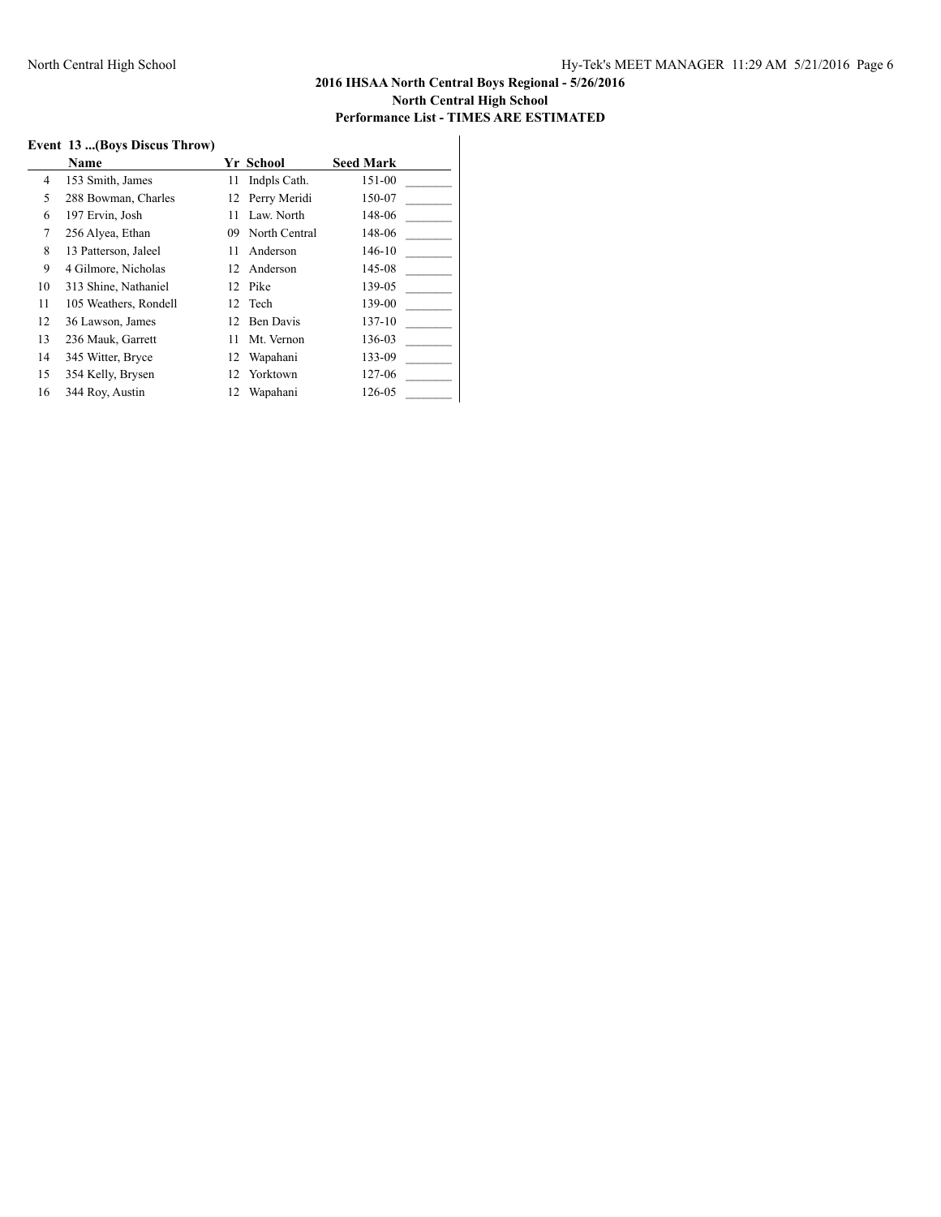## 2016 IHSAA North Central Boys Regional - 5/26/2016
## North Central High School
## Performance List - TIMES ARE ESTIMATED

**Event 13 ...(Boys Discus Throw)**

| | Name | Yr | School | Seed Mark | |
|---|---|---|---|---|---|
| 4 | 153 Smith, James | 11 | Indpls Cath. | 151-00 | _______ |
| 5 | 288 Bowman, Charles | 12 | Perry Meridi | 150-07 | _______ |
| 6 | 197 Ervin, Josh | 11 | Law. North | 148-06 | _______ |
| 7 | 256 Alyea, Ethan | 09 | North Central | 148-06 | _______ |
| 8 | 13 Patterson, Jaleel | 11 | Anderson | 146-10 | _______ |
| 9 | 4 Gilmore, Nicholas | 12 | Anderson | 145-08 | _______ |
| 10 | 313 Shine, Nathaniel | 12 | Pike | 139-05 | _______ |
| 11 | 105 Weathers, Rondell | 12 | Tech | 139-00 | _______ |
| 12 | 36 Lawson, James | 12 | Ben Davis | 137-10 | _______ |
| 13 | 236 Mauk, Garrett | 11 | Mt. Vernon | 136-03 | _______ |
| 14 | 345 Witter, Bryce | 12 | Wapahani | 133-09 | _______ |
| 15 | 354 Kelly, Brysen | 12 | Yorktown | 127-06 | _______ |
| 16 | 344 Roy, Austin | 12 | Wapahani | 126-05 | _______ |